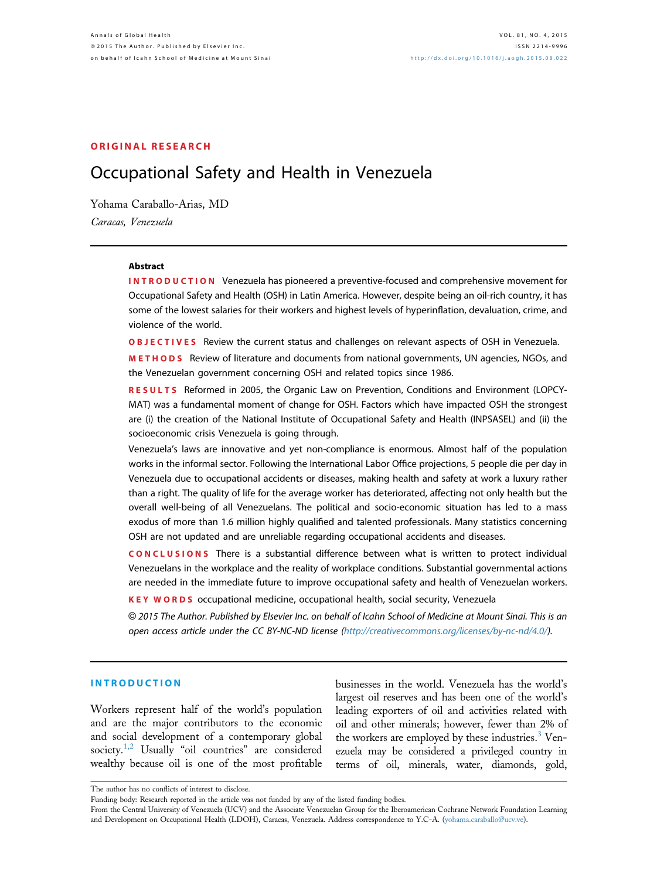ORIGINAL RESEARCH

# Occupational Safety and Health in Venezuela

Yohama Caraballo-Arias, MD

*Caracas, Venezuela*

**Abstract**

**INTRODUCTION** Venezuela has pioneered a preventive-focused and comprehensive movement for Occupational Safety and Health (OSH) in Latin America. However, despite being an oil-rich country, it has some of the lowest salaries for their workers and highest levels of hyperinflation, devaluation, crime, and violence of the world.

**OBJECTIVES** Review the current status and challenges on relevant aspects of OSH in Venezuela.

**METHODS** Review of literature and documents from national governments, UN agencies, NGOs, and the Venezuelan government concerning OSH and related topics since 1986.

**RESULTS** Reformed in 2005, the Organic Law on Prevention, Conditions and Environment (LOPCYMAT) was a fundamental moment of change for OSH. Factors which have impacted OSH the strongest are (i) the creation of the National Institute of Occupational Safety and Health (INPSASEL) and (ii) the socioeconomic crisis Venezuela is going through.

Venezuela's laws are innovative and yet non-compliance is enormous. Almost half of the population works in the informal sector. Following the International Labor Office projections, 5 people die per day in Venezuela due to occupational accidents or diseases, making health and safety at work a luxury rather than a right. The quality of life for the average worker has deteriorated, affecting not only health but the overall well-being of all Venezuelans. The political and socio-economic situation has led to a mass exodus of more than 1.6 million highly qualified and talented professionals. Many statistics concerning OSH are not updated and are unreliable regarding occupational accidents and diseases.

**CONCLUSIONS** There is a substantial difference between what is written to protect individual Venezuelans in the workplace and the reality of workplace conditions. Substantial governmental actions are needed in the immediate future to improve occupational safety and health of Venezuelan workers.

**KEY WORDS** occupational medicine, occupational health, social security, Venezuela

*© 2015 The Author. Published by Elsevier Inc. on behalf of Icahn School of Medicine at Mount Sinai. This is an open access article under the CC BY-NC-ND license (http://creativecommons.org/licenses/by-nc-nd/4.0/).*

## INTRODUCTION

Workers represent half of the world's population and are the major contributors to the economic and social development of a contemporary global society.[1,2] Usually "oil countries" are considered wealthy because oil is one of the most profitable businesses in the world. Venezuela has the world's largest oil reserves and has been one of the world's leading exporters of oil and activities related with oil and other minerals; however, fewer than 2% of the workers are employed by these industries.[3] Venezuela may be considered a privileged country in terms of oil, minerals, water, diamonds, gold,

The author has no conflicts of interest to disclose.

Funding body: Research reported in the article was not funded by any of the listed funding bodies.

From the Central University of Venezuela (UCV) and the Associate Venezuelan Group for the Iberoamerican Cochrane Network Foundation Learning and Development on Occupational Health (LDOH), Caracas, Venezuela. Address correspondence to Y.C-A. (yohama.caraballo@ucv.ve).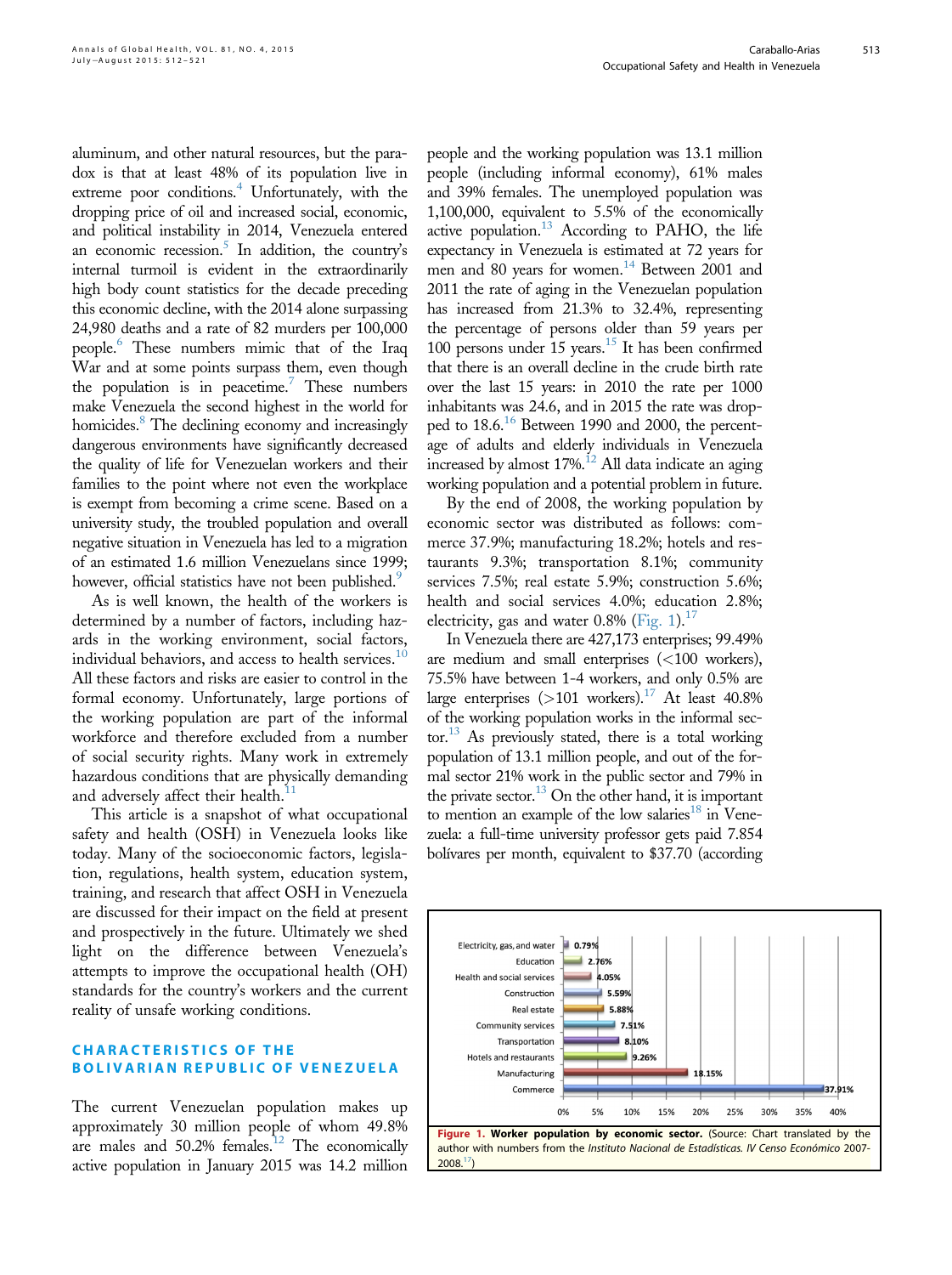aluminum, and other natural resources, but the paradox is that at least 48% of its population live in extreme poor conditions.[4] Unfortunately, with the dropping price of oil and increased social, economic, and political instability in 2014, Venezuela entered an economic recession.[5] In addition, the country's internal turmoil is evident in the extraordinarily high body count statistics for the decade preceding this economic decline, with the 2014 alone surpassing 24,980 deaths and a rate of 82 murders per 100,000 people.[6] These numbers mimic that of the Iraq War and at some points surpass them, even though the population is in peacetime.[7] These numbers make Venezuela the second highest in the world for homicides.[8] The declining economy and increasingly dangerous environments have significantly decreased the quality of life for Venezuelan workers and their families to the point where not even the workplace is exempt from becoming a crime scene. Based on a university study, the troubled population and overall negative situation in Venezuela has led to a migration of an estimated 1.6 million Venezuelans since 1999; however, official statistics have not been published.[9]

As is well known, the health of the workers is determined by a number of factors, including hazards in the working environment, social factors, individual behaviors, and access to health services.[10] All these factors and risks are easier to control in the formal economy. Unfortunately, large portions of the working population are part of the informal workforce and therefore excluded from a number of social security rights. Many work in extremely hazardous conditions that are physically demanding and adversely affect their health.[11]

This article is a snapshot of what occupational safety and health (OSH) in Venezuela looks like today. Many of the socioeconomic factors, legislation, regulations, health system, education system, training, and research that affect OSH in Venezuela are discussed for their impact on the field at present and prospectively in the future. Ultimately we shed light on the difference between Venezuela's attempts to improve the occupational health (OH) standards for the country's workers and the current reality of unsafe working conditions.

## CHARACTERISTICS OF THE BOLIVARIAN REPUBLIC OF VENEZUELA

The current Venezuelan population makes up approximately 30 million people of whom 49.8% are males and 50.2% females.[12] The economically active population in January 2015 was 14.2 million people and the working population was 13.1 million people (including informal economy), 61% males and 39% females. The unemployed population was 1,100,000, equivalent to 5.5% of the economically active population.[13] According to PAHO, the life expectancy in Venezuela is estimated at 72 years for men and 80 years for women.[14] Between 2001 and 2011 the rate of aging in the Venezuelan population has increased from 21.3% to 32.4%, representing the percentage of persons older than 59 years per 100 persons under 15 years.[15] It has been confirmed that there is an overall decline in the crude birth rate over the last 15 years: in 2010 the rate per 1000 inhabitants was 24.6, and in 2015 the rate was dropped to 18.6.[16] Between 1990 and 2000, the percentage of adults and elderly individuals in Venezuela increased by almost 17%.[12] All data indicate an aging working population and a potential problem in future.

By the end of 2008, the working population by economic sector was distributed as follows: commerce 37.9%; manufacturing 18.2%; hotels and restaurants 9.3%; transportation 8.1%; community services 7.5%; real estate 5.9%; construction 5.6%; health and social services 4.0%; education 2.8%; electricity, gas and water 0.8% (Fig. 1).[17]

In Venezuela there are 427,173 enterprises; 99.49% are medium and small enterprises (<100 workers), 75.5% have between 1-4 workers, and only 0.5% are large enterprises (>101 workers).[17] At least 40.8% of the working population works in the informal sector.[13] As previously stated, there is a total working population of 13.1 million people, and out of the formal sector 21% work in the public sector and 79% in the private sector.[13] On the other hand, it is important to mention an example of the low salaries[18] in Venezuela: a full-time university professor gets paid 7.854 bolívares per month, equivalent to $37.70 (according

**Figure 1. Worker population by economic sector.** (Source: Chart translated by the author with numbers from the *Instituto Nacional de Estadísticas. IV Censo Económico 2007-2008.*[17])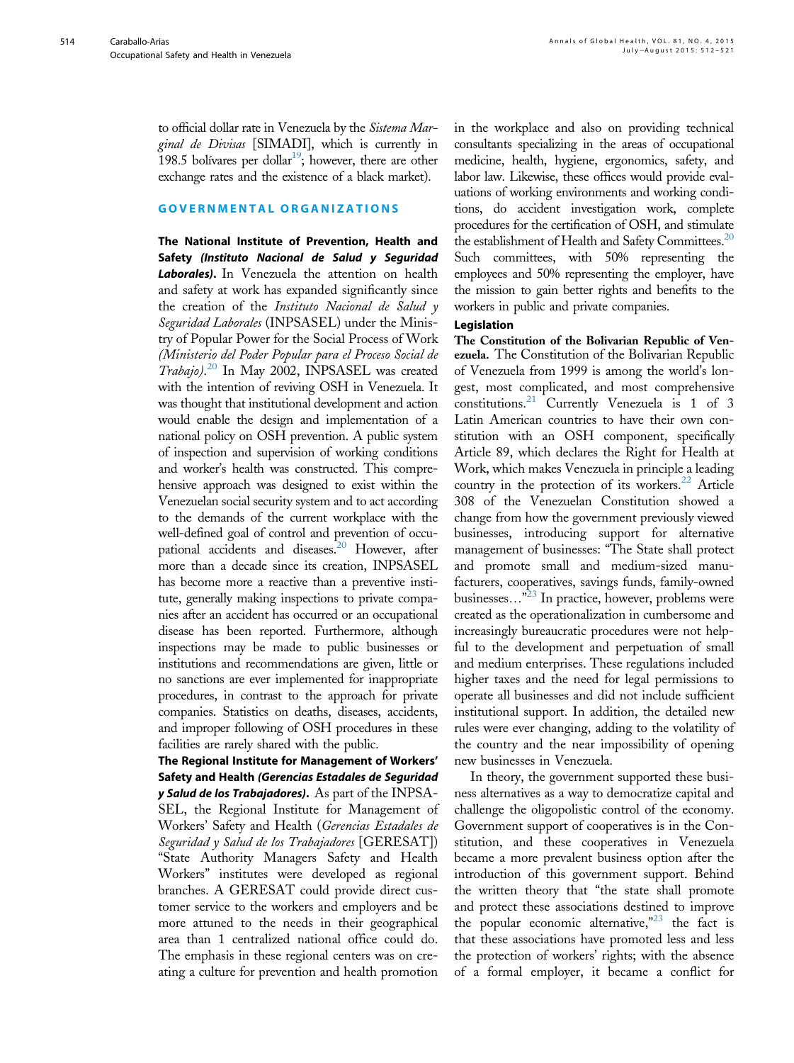to official dollar rate in Venezuela by the *Sistema Marginal de Divisas* [SIMADI], which is currently in 198.5 bolívares per dollar[19]; however, there are other exchange rates and the existence of a black market).

## GOVERNMENTAL ORGANIZATIONS

**The National Institute of Prevention, Health and Safety *(Instituto Nacional de Salud y Seguridad Laborales)*.** In Venezuela the attention on health and safety at work has expanded significantly since the creation of the *Instituto Nacional de Salud y Seguridad Laborales* (INPSASEL) under the Ministry of Popular Power for the Social Process of Work *(Ministerio del Poder Popular para el Proceso Social de Trabajo)*.[20] In May 2002, INPSASEL was created with the intention of reviving OSH in Venezuela. It was thought that institutional development and action would enable the design and implementation of a national policy on OSH prevention. A public system of inspection and supervision of working conditions and worker's health was constructed. This comprehensive approach was designed to exist within the Venezuelan social security system and to act according to the demands of the current workplace with the well-defined goal of control and prevention of occupational accidents and diseases.[20] However, after more than a decade since its creation, INPSASEL has become more a reactive than a preventive institute, generally making inspections to private companies after an accident has occurred or an occupational disease has been reported. Furthermore, although inspections may be made to public businesses or institutions and recommendations are given, little or no sanctions are ever implemented for inappropriate procedures, in contrast to the approach for private companies. Statistics on deaths, diseases, accidents, and improper following of OSH procedures in these facilities are rarely shared with the public.

**The Regional Institute for Management of Workers' Safety and Health *(Gerencias Estadales de Seguridad y Salud de los Trabajadores)*.** As part of the INPSASEL, the Regional Institute for Management of Workers' Safety and Health (*Gerencias Estadales de Seguridad y Salud de los Trabajadores* [GERESAT]) "State Authority Managers Safety and Health Workers" institutes were developed as regional branches. A GERESAT could provide direct customer service to the workers and employers and be more attuned to the needs in their geographical area than 1 centralized national office could do. The emphasis in these regional centers was on creating a culture for prevention and health promotion in the workplace and also on providing technical consultants specializing in the areas of occupational medicine, health, hygiene, ergonomics, safety, and labor law. Likewise, these offices would provide evaluations of working environments and working conditions, do accident investigation work, complete procedures for the certification of OSH, and stimulate the establishment of Health and Safety Committees.[20] Such committees, with 50% representing the employees and 50% representing the employer, have the mission to gain better rights and benefits to the workers in public and private companies.

### Legislation

**The Constitution of the Bolivarian Republic of Venezuela.** The Constitution of the Bolivarian Republic of Venezuela from 1999 is among the world's longest, most complicated, and most comprehensive constitutions.[21] Currently Venezuela is 1 of 3 Latin American countries to have their own constitution with an OSH component, specifically Article 89, which declares the Right for Health at Work, which makes Venezuela in principle a leading country in the protection of its workers.[22] Article 308 of the Venezuelan Constitution showed a change from how the government previously viewed businesses, introducing support for alternative management of businesses: "The State shall protect and promote small and medium-sized manufacturers, cooperatives, savings funds, family-owned businesses…"[23] In practice, however, problems were created as the operationalization in cumbersome and increasingly bureaucratic procedures were not helpful to the development and perpetuation of small and medium enterprises. These regulations included higher taxes and the need for legal permissions to operate all businesses and did not include sufficient institutional support. In addition, the detailed new rules were ever changing, adding to the volatility of the country and the near impossibility of opening new businesses in Venezuela.

In theory, the government supported these business alternatives as a way to democratize capital and challenge the oligopolistic control of the economy. Government support of cooperatives is in the Constitution, and these cooperatives in Venezuela became a more prevalent business option after the introduction of this government support. Behind the written theory that "the state shall promote and protect these associations destined to improve the popular economic alternative,"[23] the fact is that these associations have promoted less and less the protection of workers' rights; with the absence of a formal employer, it became a conflict for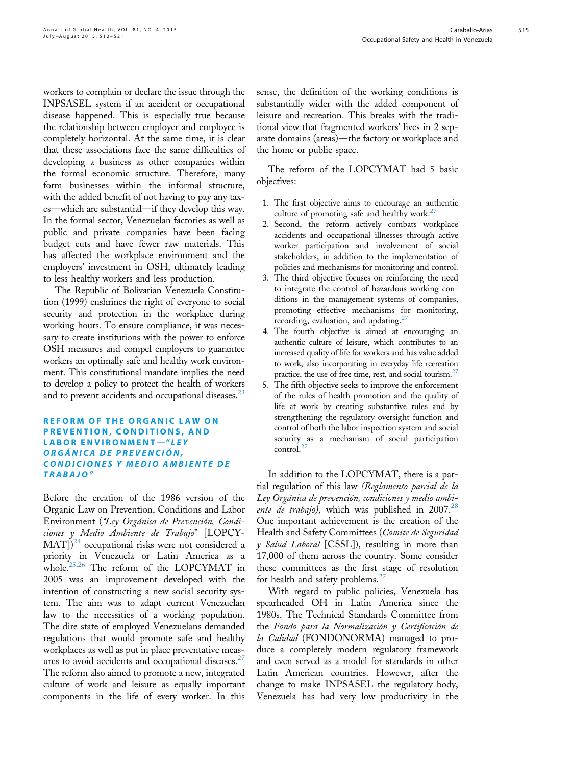workers to complain or declare the issue through the INPSASEL system if an accident or occupational disease happened. This is especially true because the relationship between employer and employee is completely horizontal. At the same time, it is clear that these associations face the same difficulties of developing a business as other companies within the formal economic structure. Therefore, many form businesses within the informal structure, with the added benefit of not having to pay any taxes—which are substantial—if they develop this way. In the formal sector, Venezuelan factories as well as public and private companies have been facing budget cuts and have fewer raw materials. This has affected the workplace environment and the employers' investment in OSH, ultimately leading to less healthy workers and less production.

The Republic of Bolivarian Venezuela Constitution (1999) enshrines the right of everyone to social security and protection in the workplace during working hours. To ensure compliance, it was necessary to create institutions with the power to enforce OSH measures and compel employers to guarantee workers an optimally safe and healthy work environment. This constitutional mandate implies the need to develop a policy to protect the health of workers and to prevent accidents and occupational diseases.[23]

## REFORM OF THE ORGANIC LAW ON PREVENTION, CONDITIONS, AND LABOR ENVIRONMENT—*"LEY ORGÁNICA DE PREVENCIÓN, CONDICIONES Y MEDIO AMBIENTE DE TRABAJO"*

Before the creation of the 1986 version of the Organic Law on Prevention, Conditions and Labor Environment (*"Ley Orgánica de Prevención, Condiciones y Medio Ambiente de Trabajo"* [LOPCYMAT])[24] occupational risks were not considered a priority in Venezuela or Latin America as a whole.[25,26] The reform of the LOPCYMAT in 2005 was an improvement developed with the intention of constructing a new social security system. The aim was to adapt current Venezuelan law to the necessities of a working population. The dire state of employed Venezuelans demanded regulations that would promote safe and healthy workplaces as well as put in place preventative measures to avoid accidents and occupational diseases.[27] The reform also aimed to promote a new, integrated culture of work and leisure as equally important components in the life of every worker. In this sense, the definition of the working conditions is substantially wider with the added component of leisure and recreation. This breaks with the traditional view that fragmented workers' lives in 2 separate domains (areas)—the factory or workplace and the home or public space.

The reform of the LOPCYMAT had 5 basic objectives:

1. The first objective aims to encourage an authentic culture of promoting safe and healthy work.[27]
2. Second, the reform actively combats workplace accidents and occupational illnesses through active worker participation and involvement of social stakeholders, in addition to the implementation of policies and mechanisms for monitoring and control.
3. The third objective focuses on reinforcing the need to integrate the control of hazardous working conditions in the management systems of companies, promoting effective mechanisms for monitoring, recording, evaluation, and updating.[27]
4. The fourth objective is aimed at encouraging an authentic culture of leisure, which contributes to an increased quality of life for workers and has value added to work, also incorporating in everyday life recreation practice, the use of free time, rest, and social tourism.[27]
5. The fifth objective seeks to improve the enforcement of the rules of health promotion and the quality of life at work by creating substantive rules and by strengthening the regulatory oversight function and control of both the labor inspection system and social security as a mechanism of social participation control.[27]

In addition to the LOPCYMAT, there is a partial regulation of this law *(Reglamento parcial de la Ley Orgánica de prevención, condiciones y medio ambiente de trabajo)*, which was published in 2007.[28] One important achievement is the creation of the Health and Safety Committees (*Comite de Seguridad y Salud Laboral* [CSSL]), resulting in more than 17,000 of them across the country. Some consider these committees as the first stage of resolution for health and safety problems.[27]

With regard to public policies, Venezuela has spearheaded OH in Latin America since the 1980s. The Technical Standards Committee from the *Fondo para la Normalización y Certificación de la Calidad* (FONDONORMA) managed to produce a completely modern regulatory framework and even served as a model for standards in other Latin American countries. However, after the change to make INPSASEL the regulatory body, Venezuela has had very low productivity in the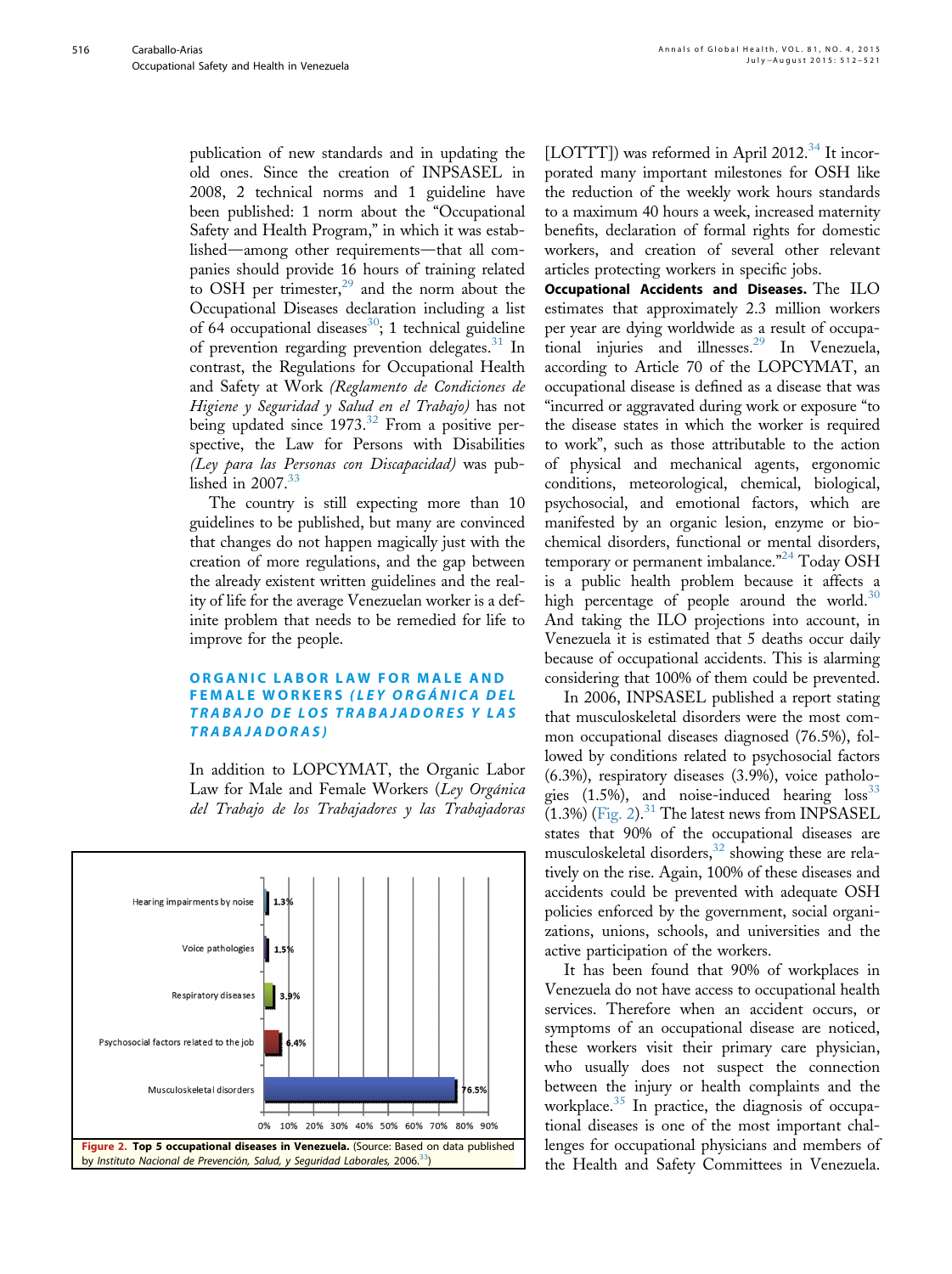publication of new standards and in updating the old ones. Since the creation of INPSASEL in 2008, 2 technical norms and 1 guideline have been published: 1 norm about the "Occupational Safety and Health Program," in which it was established—among other requirements—that all companies should provide 16 hours of training related to OSH per trimester,[29] and the norm about the Occupational Diseases declaration including a list of 64 occupational diseases[30]; 1 technical guideline of prevention regarding prevention delegates.[31] In contrast, the Regulations for Occupational Health and Safety at Work *(Reglamento de Condiciones de Higiene y Seguridad y Salud en el Trabajo)* has not being updated since 1973.[32] From a positive perspective, the Law for Persons with Disabilities *(Ley para las Personas con Discapacidad)* was published in 2007.[33]

The country is still expecting more than 10 guidelines to be published, but many are convinced that changes do not happen magically just with the creation of more regulations, and the gap between the already existent written guidelines and the reality of life for the average Venezuelan worker is a definite problem that needs to be remedied for life to improve for the people.

## ORGANIC LABOR LAW FOR MALE AND FEMALE WORKERS *(LEY ORGÁNICA DEL TRABAJO DE LOS TRABAJADORES Y LAS TRABAJADORAS)*

In addition to LOPCYMAT, the Organic Labor Law for Male and Female Workers (*Ley Orgánica del Trabajo de los Trabajadores y las Trabajadoras* [LOTTT]) was reformed in April 2012.[34] It incorporated many important milestones for OSH like the reduction of the weekly work hours standards to a maximum 40 hours a week, increased maternity benefits, declaration of formal rights for domestic workers, and creation of several other relevant articles protecting workers in specific jobs.

| Occupational disease | Percentage |
|---|---|
| Hearing impairments by noise | 1.3% |
| Voice pathologies | 1.5% |
| Respiratory diseases | 3.9% |
| Psychosocial factors related to the job | 6.4% |
| Musculoskeletal disorders | 76.5% |

**Figure 2. Top 5 occupational diseases in Venezuela.** (Source: Based on data published by *Instituto Nacional de Prevención, Salud, y Seguridad Laborales*, 2006.[33])

**Occupational Accidents and Diseases.** The ILO estimates that approximately 2.3 million workers per year are dying worldwide as a result of occupational injuries and illnesses.[29] In Venezuela, according to Article 70 of the LOPCYMAT, an occupational disease is defined as a disease that was "incurred or aggravated during work or exposure "to the disease states in which the worker is required to work", such as those attributable to the action of physical and mechanical agents, ergonomic conditions, meteorological, chemical, biological, psychosocial, and emotional factors, which are manifested by an organic lesion, enzyme or biochemical disorders, functional or mental disorders, temporary or permanent imbalance."[24] Today OSH is a public health problem because it affects a high percentage of people around the world.[30] And taking the ILO projections into account, in Venezuela it is estimated that 5 deaths occur daily because of occupational accidents. This is alarming considering that 100% of them could be prevented.

In 2006, INPSASEL published a report stating that musculoskeletal disorders were the most common occupational diseases diagnosed (76.5%), followed by conditions related to psychosocial factors (6.3%), respiratory diseases (3.9%), voice pathologies (1.5%), and noise-induced hearing loss[33] (1.3%) (Fig. 2).[31] The latest news from INPSASEL states that 90% of the occupational diseases are musculoskeletal disorders,[32] showing these are relatively on the rise. Again, 100% of these diseases and accidents could be prevented with adequate OSH policies enforced by the government, social organizations, unions, schools, and universities and the active participation of the workers.

It has been found that 90% of workplaces in Venezuela do not have access to occupational health services. Therefore when an accident occurs, or symptoms of an occupational disease are noticed, these workers visit their primary care physician, who usually does not suspect the connection between the injury or health complaints and the workplace.[35] In practice, the diagnosis of occupational diseases is one of the most important challenges for occupational physicians and members of the Health and Safety Committees in Venezuela.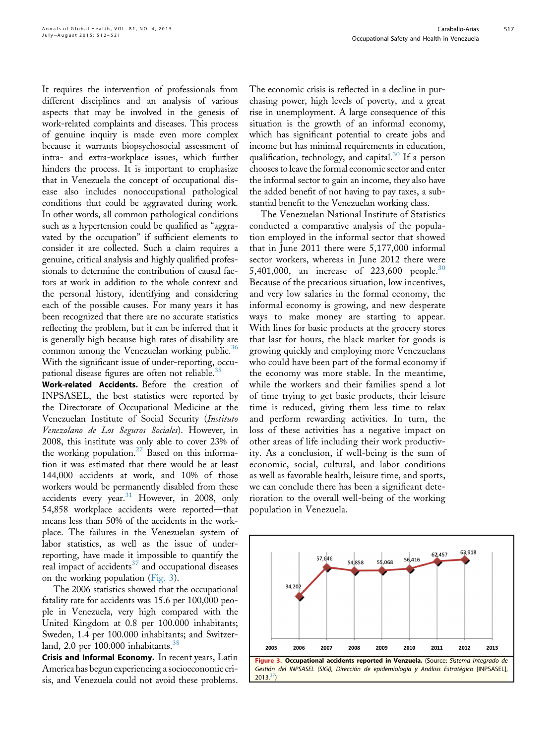It requires the intervention of professionals from different disciplines and an analysis of various aspects that may be involved in the genesis of work-related complaints and diseases. This process of genuine inquiry is made even more complex because it warrants biopsychosocial assessment of intra- and extra-workplace issues, which further hinders the process. It is important to emphasize that in Venezuela the concept of occupational disease also includes nonoccupational pathological conditions that could be aggravated during work. In other words, all common pathological conditions such as a hypertension could be qualified as "aggravated by the occupation" if sufficient elements to consider it are collected. Such a claim requires a genuine, critical analysis and highly qualified professionals to determine the contribution of causal factors at work in addition to the whole context and the personal history, identifying and considering each of the possible causes. For many years it has been recognized that there are no accurate statistics reflecting the problem, but it can be inferred that it is generally high because high rates of disability are common among the Venezuelan working public.[36] With the significant issue of under-reporting, occupational disease figures are often not reliable.[35]

**Work-related Accidents.** Before the creation of INPSASEL, the best statistics were reported by the Directorate of Occupational Medicine at the Venezuelan Institute of Social Security (*Instituto Venezolano de Los Seguros Sociales*). However, in 2008, this institute was only able to cover 23% of the working population.[27] Based on this information it was estimated that there would be at least 144,000 accidents at work, and 10% of those workers would be permanently disabled from these accidents every year.[31] However, in 2008, only 54,858 workplace accidents were reported—that means less than 50% of the accidents in the workplace. The failures in the Venezuelan system of labor statistics, as well as the issue of under-reporting, have made it impossible to quantify the real impact of accidents[37] and occupational diseases on the working population (Fig. 3).

The 2006 statistics showed that the occupational fatality rate for accidents was 15.6 per 100,000 people in Venezuela, very high compared with the United Kingdom at 0.8 per 100.000 inhabitants; Sweden, 1.4 per 100.000 inhabitants; and Switzerland, 2.0 per 100.000 inhabitants.[38]

**Crisis and Informal Economy.** In recent years, Latin America has begun experiencing a socioeconomic crisis, and Venezuela could not avoid these problems. The economic crisis is reflected in a decline in purchasing power, high levels of poverty, and a great rise in unemployment. A large consequence of this situation is the growth of an informal economy, which has significant potential to create jobs and income but has minimal requirements in education, qualification, technology, and capital.[30] If a person chooses to leave the formal economic sector and enter the informal sector to gain an income, they also have the added benefit of not having to pay taxes, a substantial benefit to the Venezuelan working class.

The Venezuelan National Institute of Statistics conducted a comparative analysis of the population employed in the informal sector that showed that in June 2011 there were 5,177,000 informal sector workers, whereas in June 2012 there were 5,401,000, an increase of 223,600 people.[30] Because of the precarious situation, low incentives, and very low salaries in the formal economy, the informal economy is growing, and new desperate ways to make money are starting to appear. With lines for basic products at the grocery stores that last for hours, the black market for goods is growing quickly and employing more Venezuelans who could have been part of the formal economy if the economy was more stable. In the meantime, while the workers and their families spend a lot of time trying to get basic products, their leisure time is reduced, giving them less time to relax and perform rewarding activities. In turn, the loss of these activities has a negative impact on other areas of life including their work productivity. As a conclusion, if well-being is the sum of economic, social, cultural, and labor conditions as well as favorable health, leisure time, and sports, we can conclude there has been a significant deterioration to the overall well-being of the working population in Venezuela.

| Year | 2005 | 2006 | 2007 | 2008 | 2009 | 2010 | 2011 | 2012 | 2013 |
|---|---|---|---|---|---|---|---|---|---|
| Occupational accidents reported | | 34,202 | 57,646 | 54,858 | 55,068 | 56,416 | 62,457 | 63,918 | |

**Figure 3. Occupational accidents reported in Venzuela.** (Source: *Sistema Integrado de Gestión del INPSASEL (SIGI), Dirección de epidemiología y Análisis Estratégico* [INPSASEL], 2013.[37])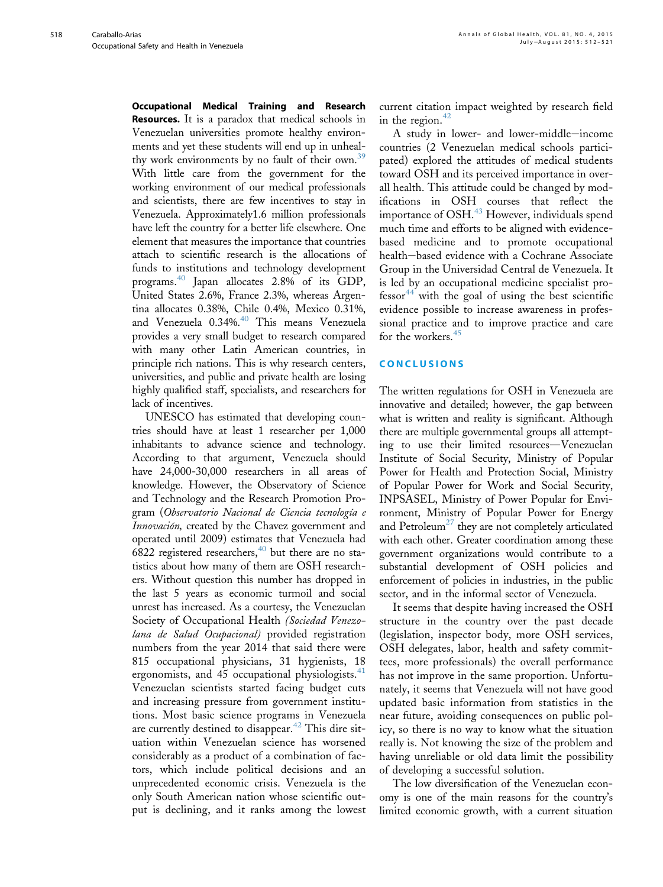**Occupational Medical Training and Research Resources.** It is a paradox that medical schools in Venezuelan universities promote healthy environments and yet these students will end up in unhealthy work environments by no fault of their own.[39] With little care from the government for the working environment of our medical professionals and scientists, there are few incentives to stay in Venezuela. Approximately1.6 million professionals have left the country for a better life elsewhere. One element that measures the importance that countries attach to scientific research is the allocations of funds to institutions and technology development programs.[40] Japan allocates 2.8% of its GDP, United States 2.6%, France 2.3%, whereas Argentina allocates 0.38%, Chile 0.4%, Mexico 0.31%, and Venezuela 0.34%.[40] This means Venezuela provides a very small budget to research compared with many other Latin American countries, in principle rich nations. This is why research centers, universities, and public and private health are losing highly qualified staff, specialists, and researchers for lack of incentives.

UNESCO has estimated that developing countries should have at least 1 researcher per 1,000 inhabitants to advance science and technology. According to that argument, Venezuela should have 24,000-30,000 researchers in all areas of knowledge. However, the Observatory of Science and Technology and the Research Promotion Program (*Observatorio Nacional de Ciencia tecnología e Innovación,* created by the Chavez government and operated until 2009) estimates that Venezuela had 6822 registered researchers,[40] but there are no statistics about how many of them are OSH researchers. Without question this number has dropped in the last 5 years as economic turmoil and social unrest has increased. As a courtesy, the Venezuelan Society of Occupational Health *(Sociedad Venezolana de Salud Ocupacional)* provided registration numbers from the year 2014 that said there were 815 occupational physicians, 31 hygienists, 18 ergonomists, and 45 occupational physiologists.[41] Venezuelan scientists started facing budget cuts and increasing pressure from government institutions. Most basic science programs in Venezuela are currently destined to disappear.[42] This dire situation within Venezuelan science has worsened considerably as a product of a combination of factors, which include political decisions and an unprecedented economic crisis. Venezuela is the only South American nation whose scientific output is declining, and it ranks among the lowest current citation impact weighted by research field in the region.[42]

A study in lower- and lower-middle−income countries (2 Venezuelan medical schools participated) explored the attitudes of medical students toward OSH and its perceived importance in overall health. This attitude could be changed by modifications in OSH courses that reflect the importance of OSH.[43] However, individuals spend much time and efforts to be aligned with evidence-based medicine and to promote occupational health−based evidence with a Cochrane Associate Group in the Universidad Central de Venezuela. It is led by an occupational medicine specialist professor[44] with the goal of using the best scientific evidence possible to increase awareness in professional practice and to improve practice and care for the workers.[45]

## CONCLUSIONS

The written regulations for OSH in Venezuela are innovative and detailed; however, the gap between what is written and reality is significant. Although there are multiple governmental groups all attempting to use their limited resources—Venezuelan Institute of Social Security, Ministry of Popular Power for Health and Protection Social, Ministry of Popular Power for Work and Social Security, INPSASEL, Ministry of Power Popular for Environment, Ministry of Popular Power for Energy and Petroleum[27] they are not completely articulated with each other. Greater coordination among these government organizations would contribute to a substantial development of OSH policies and enforcement of policies in industries, in the public sector, and in the informal sector of Venezuela.

It seems that despite having increased the OSH structure in the country over the past decade (legislation, inspector body, more OSH services, OSH delegates, labor, health and safety committees, more professionals) the overall performance has not improve in the same proportion. Unfortunately, it seems that Venezuela will not have good updated basic information from statistics in the near future, avoiding consequences on public policy, so there is no way to know what the situation really is. Not knowing the size of the problem and having unreliable or old data limit the possibility of developing a successful solution.

The low diversification of the Venezuelan economy is one of the main reasons for the country's limited economic growth, with a current situation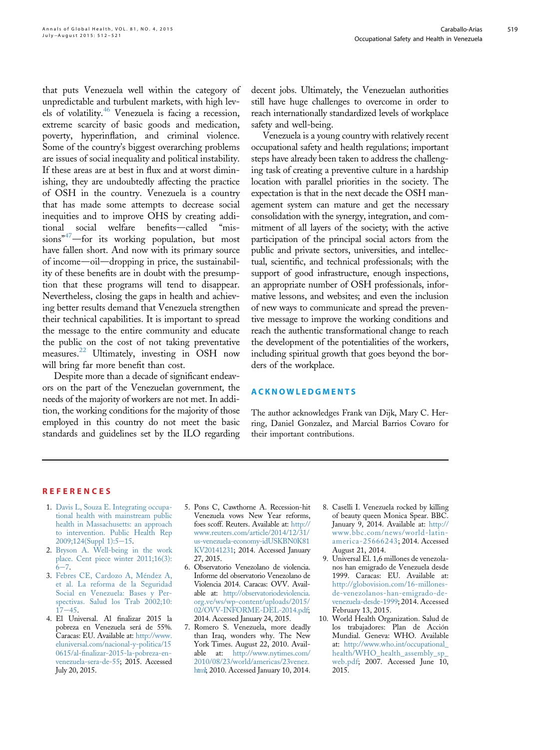that puts Venezuela well within the category of unpredictable and turbulent markets, with high levels of volatility.[46] Venezuela is facing a recession, extreme scarcity of basic goods and medication, poverty, hyperinflation, and criminal violence. Some of the country's biggest overarching problems are issues of social inequality and political instability. If these areas are at best in flux and at worst diminishing, they are undoubtedly affecting the practice of OSH in the country. Venezuela is a country that has made some attempts to decrease social inequities and to improve OHS by creating additional social welfare benefits—called "missions"[47]—for its working population, but most have fallen short. And now with its primary source of income—oil—dropping in price, the sustainability of these benefits are in doubt with the presumption that these programs will tend to disappear. Nevertheless, closing the gaps in health and achieving better results demand that Venezuela strengthen their technical capabilities. It is important to spread the message to the entire community and educate the public on the cost of not taking preventative measures.[22] Ultimately, investing in OSH now will bring far more benefit than cost.

Despite more than a decade of significant endeavors on the part of the Venezuelan government, the needs of the majority of workers are not met. In addition, the working conditions for the majority of those employed in this country do not meet the basic standards and guidelines set by the ILO regarding decent jobs. Ultimately, the Venezuelan authorities still have huge challenges to overcome in order to reach internationally standardized levels of workplace safety and well-being.

Venezuela is a young country with relatively recent occupational safety and health regulations; important steps have already been taken to address the challenging task of creating a preventive culture in a hardship location with parallel priorities in the society. The expectation is that in the next decade the OSH management system can mature and get the necessary consolidation with the synergy, integration, and commitment of all layers of the society; with the active participation of the principal social actors from the public and private sectors, universities, and intellectual, scientific, and technical professionals; with the support of good infrastructure, enough inspections, an appropriate number of OSH professionals, informative lessons, and websites; and even the inclusion of new ways to communicate and spread the preventive message to improve the working conditions and reach the authentic transformational change to reach the development of the potentialities of the workers, including spiritual growth that goes beyond the borders of the workplace.

## ACKNOWLEDGMENTS

The author acknowledges Frank van Dijk, Mary C. Herring, Daniel Gonzalez, and Marcial Barrios Covaro for their important contributions.

## REFERENCES

1. Davis L, Souza E. Integrating occupational health with mainstream public health in Massachusetts: an approach to intervention. Public Health Rep 2009;124(Suppl 1):5—15.
2. Bryson A. Well-being in the work place. Cent piece winter 2011;16(3): 6—7.
3. Febres CE, Cardozo A, Méndez A, et al. La reforma de la Seguridad Social en Venezuela: Bases y Perspectivas. Salud los Trab 2002;10: 17—45.
4. El Universal. Al finalizar 2015 la pobreza en Venezuela será de 55%. Caracas: EU. Available at: http://www.eluniversal.com/nacional-y-politica/150615/al-finalizar-2015-la-pobreza-en-venezuela-sera-de-55; 2015. Accessed July 20, 2015.
5. Pons C, Cawthorne A. Recession-hit Venezuela vows New Year reforms, foes scoff. Reuters. Available at: http://www.reuters.com/article/2014/12/31/us-venezuela-economy-idUSKBN0K81KV20141231; 2014. Accessed January 27, 2015.
6. Observatorio Venezolano de violencia. Informe del observatorio Venezolano de Violencia 2014. Caracas: OVV. Available at: http://observatoriodeviolencia.org.ve/ws/wp-content/uploads/2015/02/OVV-INFORME-DEL-2014.pdf; 2014. Accessed January 24, 2015.
7. Romero S. Venezuela, more deadly than Iraq, wonders why. The New York Times. August 22, 2010. Available at: http://www.nytimes.com/2010/08/23/world/americas/23venez.html; 2010. Accessed January 10, 2014.
8. Caselli I. Venezuela rocked by killing of beauty queen Monica Spear. BBC. January 9, 2014. Available at: http://www.bbc.com/news/world-latin-america-25666243; 2014. Accessed August 21, 2014.
9. Universal El. 1,6 millones de venezolanos han emigrado de Venezuela desde 1999. Caracas: EU. Available at: http://globovision.com/16-millones-de-venezolanos-han-emigrado-de-venezuela-desde-1999; 2014. Accessed February 13, 2015.
10. World Health Organization. Salud de los trabajadores: Plan de Acción Mundial. Geneva: WHO. Available at: http://www.who.int/occupational_health/WHO_health_assembly_sp_web.pdf; 2007. Accessed June 10, 2015.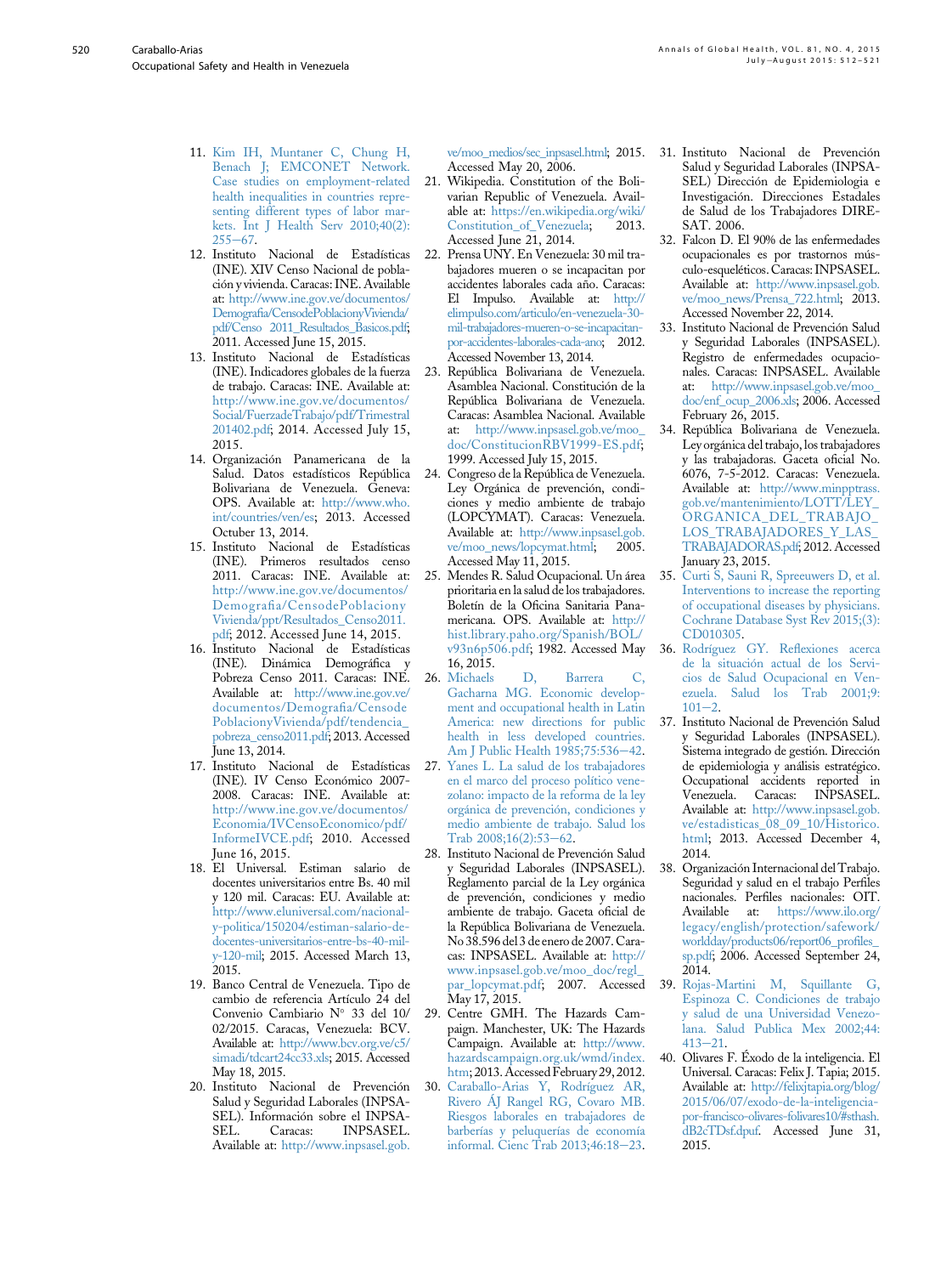11. Kim IH, Muntaner C, Chung H, Benach J; EMCONET Network. Case studies on employment-related health inequalities in countries representing different types of labor markets. Int J Health Serv 2010;40(2):255–67.
12. Instituto Nacional de Estadísticas (INE). XIV Censo Nacional de población y vivienda. Caracas: INE. Available at: http://www.ine.gov.ve/documentos/Demografia/CensodePoblacionyVivienda/pdf/Censo 2011_Resultados_Basicos.pdf; 2011. Accessed June 15, 2015.
13. Instituto Nacional de Estadísticas (INE). Indicadores globales de la fuerza de trabajo. Caracas: INE. Available at: http://www.ine.gov.ve/documentos/Social/FuerzadeTrabajo/pdf/Trimestral 201402.pdf; 2014. Accessed July 15, 2015.
14. Organización Panamericana de la Salud. Datos estadísticos República Bolivariana de Venezuela. Geneva: OPS. Available at: http://www.who.int/countries/ven/es; 2013. Accessed October 13, 2014.
15. Instituto Nacional de Estadísticas (INE). Primeros resultados censo 2011. Caracas: INE. Available at: http://www.ine.gov.ve/documentos/Demografia/CensodePoblacion Vivienda/ppt/Resultados_Censo2011.pdf; 2012. Accessed June 14, 2015.
16. Instituto Nacional de Estadísticas (INE). Dinámica Demográfica y Pobreza Censo 2011. Caracas: INE. Available at: http://www.ine.gov.ve/documentos/Demografia/Censode PoblacionyVivienda/pdf/tendencia_pobreza_censo2011.pdf; 2013. Accessed June 13, 2014.
17. Instituto Nacional de Estadísticas (INE). IV Censo Económico 2007-2008. Caracas: INE. Available at: http://www.ine.gov.ve/documentos/Economia/IVCensoEconomico/pdf/InformeIVCE.pdf; 2010. Accessed June 16, 2015.
18. El Universal. Estiman salario de docentes universitarios entre Bs. 40 mil y 120 mil. Caracas: EU. Available at: http://www.eluniversal.com/nacional-y-politica/150204/estiman-salario-de-docentes-universitarios-entre-bs-40-mil-y-120-mil; 2015. Accessed March 13, 2015.
19. Banco Central de Venezuela. Tipo de cambio de referencia Artículo 24 del Convenio Cambiario N° 33 del 10/02/2015. Caracas, Venezuela: BCV. Available at: http://www.bcv.org.ve/c5/simadi/tdcart24cc33.xls; 2015. Accessed May 18, 2015.
20. Instituto Nacional de Prevención Salud y Seguridad Laborales (INPSASEL). Información sobre el INPSASEL. Caracas: INPSASEL. Available at: http://www.inpsasel.gob.ve/moo_medios/sec_inpsasel.html; 2015. Accessed May 20, 2006.
21. Wikipedia. Constitution of the Bolivarian Republic of Venezuela. Available at: https://en.wikipedia.org/wiki/Constitution_of_Venezuela; 2013. Accessed June 21, 2014.
22. Prensa UNY. En Venezuela: 30 mil trabajadores mueren o se incapacitan por accidentes laborales cada año. Caracas: El Impulso. Available at: http://elimpulso.com/articulo/en-venezuela-30-mil-trabajadores-mueren-o-se-incapacitan-por-accidentes-laborales-cada-ano; 2012. Accessed November 13, 2014.
23. República Bolivariana de Venezuela. Asamblea Nacional. Constitución de la República Bolivariana de Venezuela. Caracas: Asamblea Nacional. Available at: http://www.inpsasel.gob.ve/moo_doc/ConstitucionRBV1999-ES.pdf; 1999. Accessed July 15, 2015.
24. Congreso de la República de Venezuela. Ley Orgánica de prevención, condiciones y medio ambiente de trabajo (LOPCYMAT). Caracas: Venezuela. Available at: http://www.inpsasel.gob.ve/moo_news/lopcymat.html; 2005. Accessed May 11, 2015.
25. Mendes R. Salud Ocupacional. Un área prioritaria en la salud de los trabajadores. Boletín de la Oficina Sanitaria Panamericana. OPS. Available at: http://hist.library.paho.org/Spanish/BOL/v93n6p506.pdf; 1982. Accessed May 16, 2015.
26. Michaels D, Barrera C, Gacharna MG. Economic development and occupational health in Latin America: new directions for public health in less developed countries. Am J Public Health 1985;75:536–42.
27. Yanes L. La salud de los trabajadores en el marco del proceso político venezolano: impacto de la reforma de la ley orgánica de prevención, condiciones y medio ambiente de trabajo. Salud los Trab 2008;16(2):53–62.
28. Instituto Nacional de Prevención Salud y Seguridad Laborales (INPSASEL). Reglamento parcial de la Ley orgánica de prevención, condiciones y medio ambiente de trabajo. Gaceta oficial de la República Bolivariana de Venezuela. No 38.596 del 3 de enero de 2007. Caracas: INPSASEL. Available at: http://www.inpsasel.gob.ve/moo_doc/regl_par_lopcymat.pdf; 2007. Accessed May 17, 2015.
29. Centre GMH. The Hazards Campaign. Manchester, UK: The Hazards Campaign. Available at: http://www.hazardscampaign.org.uk/wmd/index.htm; 2013. Accessed February 29, 2012.
30. Caraballo-Arias Y, Rodríguez AR, Rivero ÁJ Rangel RG, Covaro MB. Riesgos laborales en trabajadores de barberías y peluquerías de economía informal. Cienc Trab 2013;46:18–23.
31. Instituto Nacional de Prevención Salud y Seguridad Laborales (INPSASEL) Dirección de Epidemiologia e Investigación. Direcciones Estadales de Salud de los Trabajadores DIRESAT. 2006.
32. Falcon D. El 90% de las enfermedades ocupacionales es por trastornos músculo-esqueléticos. Caracas: INPSASEL. Available at: http://www.inpsasel.gob.ve/moo_news/Prensa_722.html; 2013. Accessed November 22, 2014.
33. Instituto Nacional de Prevención Salud y Seguridad Laborales (INPSASEL). Registro de enfermedades ocupacionales. Caracas: INPSASEL. Available at: http://www.inpsasel.gob.ve/moo_doc/enf_ocup_2006.xls; 2006. Accessed February 26, 2015.
34. República Bolivariana de Venezuela. Ley orgánica del trabajo, los trabajadores y las trabajadoras. Gaceta oficial No. 6076, 7-5-2012. Caracas: Venezuela. Available at: http://www.minpptrass.gob.ve/mantenimiento/LOTT/LEY_ORGANICA_DEL_TRABAJO_LOS_TRABAJADORES_Y_LAS_TRABAJADORAS.pdf; 2012. Accessed January 23, 2015.
35. Curti S, Sauni R, Spreeuwers D, et al. Interventions to increase the reporting of occupational diseases by physicians. Cochrane Database Syst Rev 2015;(3):CD010305.
36. Rodríguez GY. Reflexiones acerca de la situación actual de los Servicios de Salud Ocupacional en Venezuela. Salud los Trab 2001;9:101–2.
37. Instituto Nacional de Prevención Salud y Seguridad Laborales (INPSASEL). Sistema integrado de gestión. Dirección de epidemiologia y análisis estratégico. Occupational accidents reported in Venezuela. Caracas: INPSASEL. Available at: http://www.inpsasel.gob.ve/estadisticas_08_09_10/Historico.html; 2013. Accessed December 4, 2014.
38. Organización Internacional del Trabajo. Seguridad y salud en el trabajo Perfiles nacionales. Perfiles nacionales: OIT. Available at: https://www.ilo.org/legacy/english/protection/safework/worldday/products06/report06_profiles_sp.pdf; 2006. Accessed September 24, 2014.
39. Rojas-Martini M, Squillante G, Espinoza C. Condiciones de trabajo y salud de una Universidad Venezolana. Salud Publica Mex 2002;44:413–21.
40. Olivares F. Éxodo de la inteligencia. El Universal. Caracas: Felix J. Tapia; 2015. Available at: http://felixjtapia.org/blog/2015/06/07/exodo-de-la-inteligencia-por-francisco-olivares-folivares10/#sthash.dB2cTDsf.dpuf. Accessed June 31, 2015.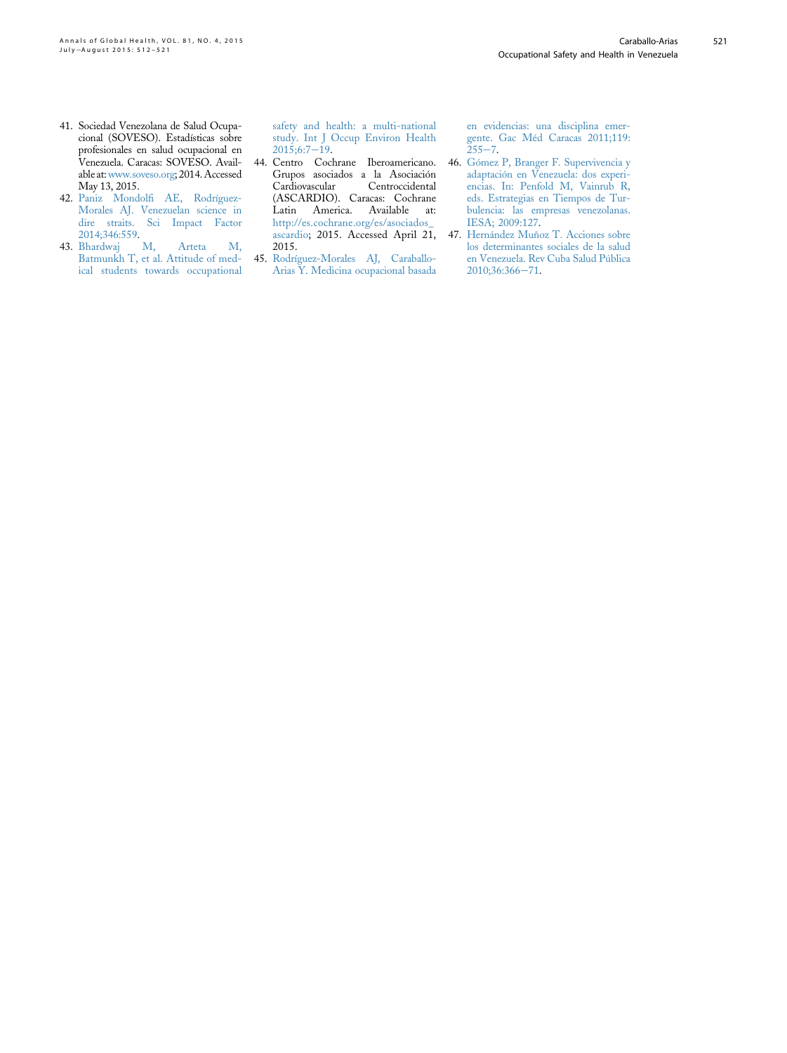41. Sociedad Venezolana de Salud Ocupacional (SOVESO). Estadísticas sobre profesionales en salud ocupacional en Venezuela. Caracas: SOVESO. Available at: www.soveso.org; 2014. Accessed May 13, 2015.
42. Paniz Mondolfi AE, Rodríguez-Morales AJ. Venezuelan science in dire straits. Sci Impact Factor 2014;346:559.
43. Bhardwaj M, Arteta M, Batmunkh T, et al. Attitude of medical students towards occupational safety and health: a multi-national study. Int J Occup Environ Health 2015;6:7–19.
44. Centro Cochrane Iberoamericano. Grupos asociados a la Asociación Cardiovascular Centroccidental (ASCARDIO). Caracas: Cochrane Latin America. Available at: http://es.cochrane.org/es/asociados_ascardio; 2015. Accessed April 21, 2015.
45. Rodríguez-Morales AJ, Caraballo-Arias Y. Medicina ocupacional basada en evidencias: una disciplina emergente. Gac Méd Caracas 2011;119: 255–7.
46. Gómez P, Branger F. Supervivencia y adaptación en Venezuela: dos experiencias. In: Penfold M, Vainrub R, eds. Estrategias en Tiempos de Turbulencia: las empresas venezolanas. IESA; 2009:127.
47. Hernández Muñoz T. Acciones sobre los determinantes sociales de la salud en Venezuela. Rev Cuba Salud Pública 2010;36:366–71.